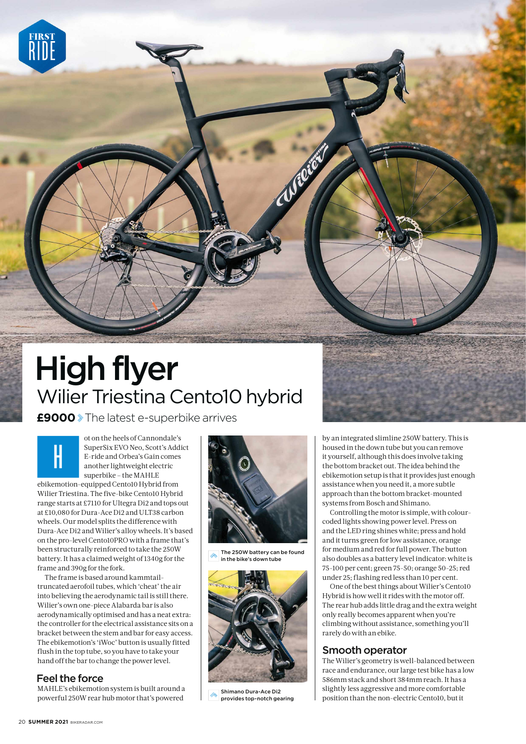FIRST RIDE

# High flyer

## Wilier Triestina Cento10 hybrid

**£9000** › The latest e-superbike arrives

Hot on the heels of Cannondale's SuperSix EVO Neo, Scott's Addict E-ride and Orbea's Gain comes another lightweight electric superbike – the MAHLE ebikemotion-equipped Cento10 Hybrid from Wilier Triestina. The five-bike Cento10 Hybrid range starts at £7110 for Ultegra Di2 and tops out at £10,080 for Dura-Ace Di2 and ULT38 carbon wheels. Our model splits the difference with Dura-Ace Di2 and Wilier's alloy wheels. It's based on the pro-level Cento10PRO with a frame that's been structurally reinforced to take the 250W battery. It has a claimed weight of 1340g for the frame and 390g for the fork.

The frame is based around kammtail-truncated aerofoil tubes, which 'cheat' the air into believing the aerodynamic tail is still there. Wilier's own one-piece Alabarda bar is also aerodynamically optimised and has a neat extra: the controller for the electrical assistance sits on a bracket between the stem and bar for easy access. The ebikemotion's 'iWoc' button is usually fitted flush in the top tube, so you have to take your hand off the bar to change the power level.

### Feel the force

MAHLE's ebikemotion system is built around a powerful 250W rear hub motor that's powered by an integrated slimline 250W battery. This is housed in the down tube but you can remove it yourself, although this does involve taking the bottom bracket out. The idea behind the ebikemotion setup is that it provides just enough assistance when you need it, a more subtle approach than the bottom bracket-mounted systems from Bosch and Shimano.

Controlling the motor is simple, with colour-coded lights showing power level. Press on and the LED ring shines white; press and hold and it turns green for low assistance, orange for medium and red for full power. The button also doubles as a battery level indicator: white is 75-100 per cent; green 75-50; orange 50-25; red under 25; flashing red less than 10 per cent.

One of the best things about Wilier's Cento10 Hybrid is how well it rides with the motor off. The rear hub adds little drag and the extra weight only really becomes apparent when you're climbing without assistance, something you'll rarely do with an ebike.

The 250W battery can be found in the bike's down tube

Shimano Dura-Ace Di2 provides top-notch gearing

### Smooth operator

The Wilier's geometry is well-balanced between race and endurance, our large test bike has a low 586mm stack and short 384mm reach. It has a slightly less aggressive and more comfortable position than the non-electric Cento10, but it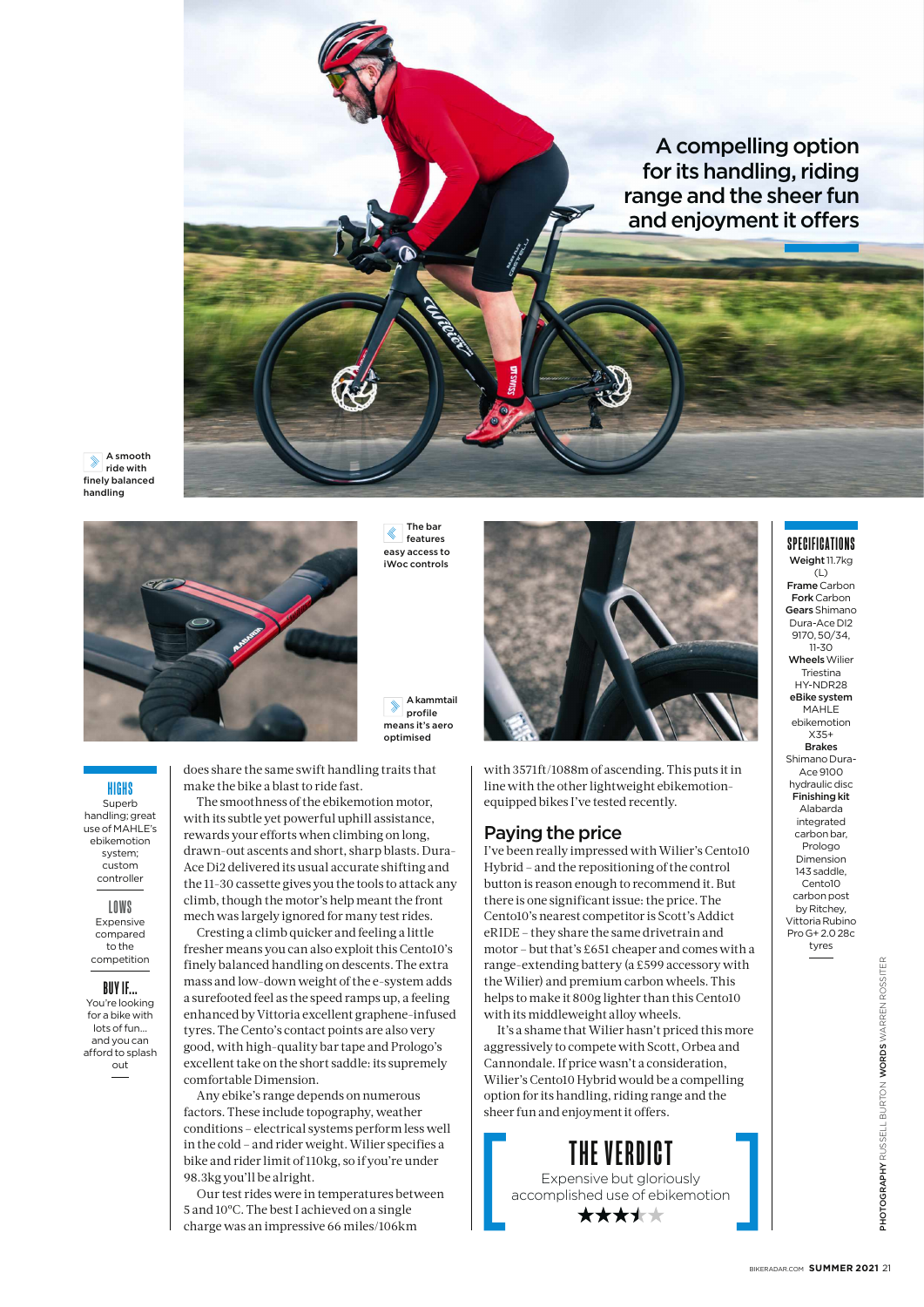A compelling option for its handling, riding range and the sheer fun and enjoyment it offers

A smooth ride with finely balanced handling

The bar features easy access to iWoc controls

A kammtail profile means it's aero optimised

### HIGHS

Superb handling; great use of MAHLE's ebikemotion system; custom controller

### LOWS

Expensive compared to the competition

### BUY IF...

You're looking for a bike with lots of fun... and you can afford to splash out

does share the same swift handling traits that make the bike a blast to ride fast.

The smoothness of the ebikemotion motor, with its subtle yet powerful uphill assistance, rewards your efforts when climbing on long, drawn-out ascents and short, sharp blasts. Dura-Ace Di2 delivered its usual accurate shifting and the 11-30 cassette gives you the tools to attack any climb, though the motor's help meant the front mech was largely ignored for many test rides.

Cresting a climb quicker and feeling a little fresher means you can also exploit this Cento10's finely balanced handling on descents. The extra mass and low-down weight of the e-system adds a surefooted feel as the speed ramps up, a feeling enhanced by Vittoria excellent graphene-infused tyres. The Cento's contact points are also very good, with high-quality bar tape and Prologo's excellent take on the short saddle: its supremely comfortable Dimension.

Any ebike's range depends on numerous factors. These include topography, weather conditions – electrical systems perform less well in the cold – and rider weight. Wilier specifies a bike and rider limit of 110kg, so if you're under 98.3kg you'll be alright.

Our test rides were in temperatures between 5 and 10°C. The best I achieved on a single charge was an impressive 66 miles/106km with 3571ft/1088m of ascending. This puts it in line with the other lightweight ebikemotion-equipped bikes I've tested recently.

## Paying the price

I've been really impressed with Wilier's Cento10 Hybrid – and the repositioning of the control button is reason enough to recommend it. But there is one significant issue: the price. The Cento10's nearest competitor is Scott's Addict eRIDE – they share the same drivetrain and motor – but that's £651 cheaper and comes with a range-extending battery (a £599 accessory with the Wilier) and premium carbon wheels. This helps to make it 800g lighter than this Cento10 with its middleweight alloy wheels.

It's a shame that Wilier hasn't priced this more aggressively to compete with Scott, Orbea and Cannondale. If price wasn't a consideration, Wilier's Cento10 Hybrid would be a compelling option for its handling, riding range and the sheer fun and enjoyment it offers.

## THE VERDICT

Expensive but gloriously accomplished use of ebikemotion

★★★½☆

### SPECIFICATIONS

**Weight** 11.7kg (L)
**Frame** Carbon
**Fork** Carbon
**Gears** Shimano Dura-Ace Di2 9170, 50/34, 11-30
**Wheels** Wilier Triestina HY-NDR28
**eBike system** MAHLE ebikemotion X35+
**Brakes** Shimano Dura-Ace 9100 hydraulic disc
**Finishing kit** Alabarda integrated carbon bar, Prologo Dimension 143 saddle, Cento10 carbon post by Ritchey, Vittoria Rubino Pro G+ 2.0 28c tyres

PHOTOGRAPHY RUSSELL BURTON **WORDS** WARREN ROSSITER